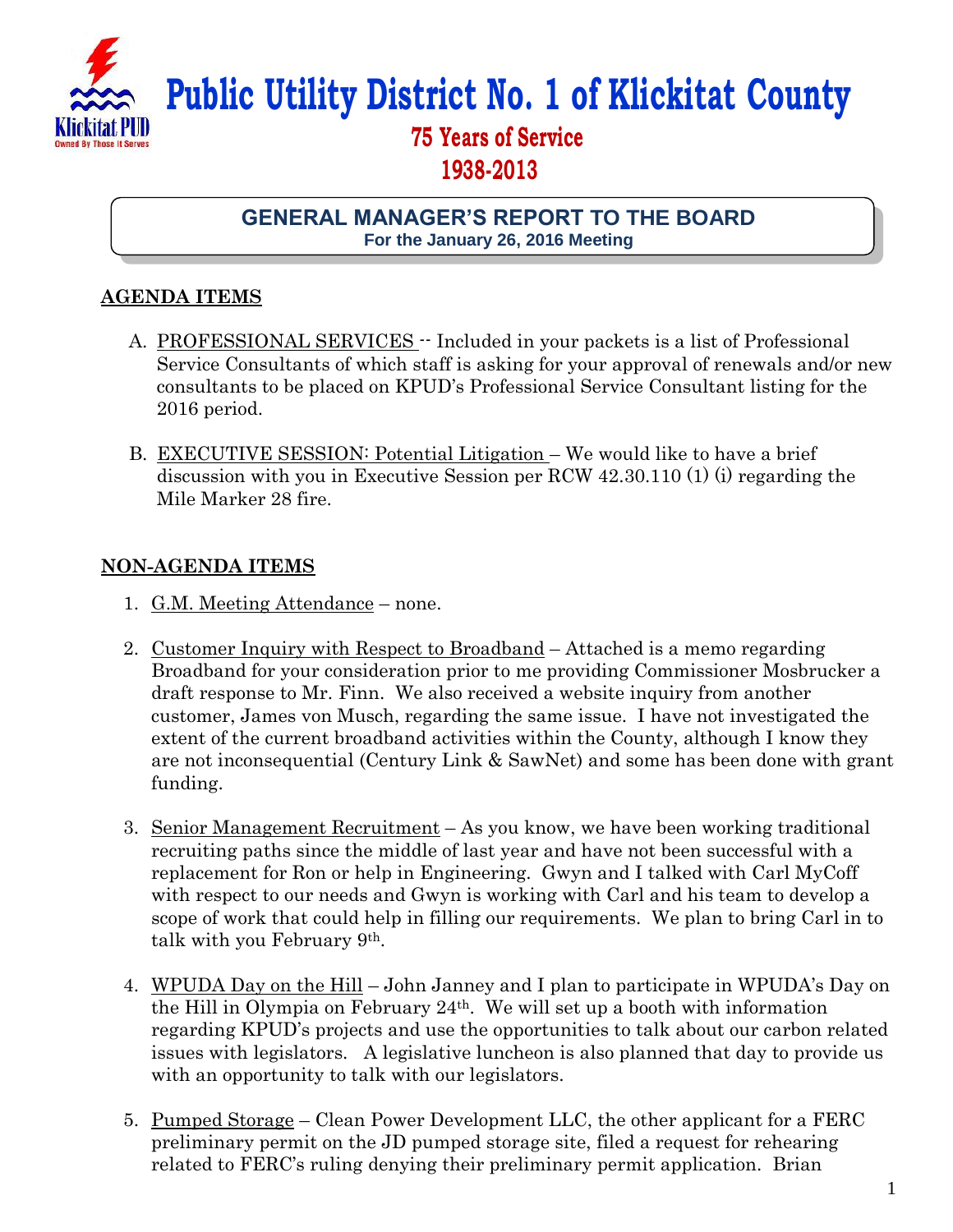# Public Utility District No. 1 of Klickitat County

**75 Years of Service**
**1938-2013**

## GENERAL MANAGER'S REPORT TO THE BOARD

**For the January 26, 2016 Meeting**

### AGENDA ITEMS

A. PROFESSIONAL SERVICES -- Included in your packets is a list of Professional Service Consultants of which staff is asking for your approval of renewals and/or new consultants to be placed on KPUD's Professional Service Consultant listing for the 2016 period.

B. EXECUTIVE SESSION: Potential Litigation – We would like to have a brief discussion with you in Executive Session per RCW 42.30.110 (1) (i) regarding the Mile Marker 28 fire.

### NON-AGENDA ITEMS

1. G.M. Meeting Attendance – none.

2. Customer Inquiry with Respect to Broadband – Attached is a memo regarding Broadband for your consideration prior to me providing Commissioner Mosbrucker a draft response to Mr. Finn. We also received a website inquiry from another customer, James von Musch, regarding the same issue. I have not investigated the extent of the current broadband activities within the County, although I know they are not inconsequential (Century Link & SawNet) and some has been done with grant funding.

3. Senior Management Recruitment – As you know, we have been working traditional recruiting paths since the middle of last year and have not been successful with a replacement for Ron or help in Engineering. Gwyn and I talked with Carl MyCoff with respect to our needs and Gwyn is working with Carl and his team to develop a scope of work that could help in filling our requirements. We plan to bring Carl in to talk with you February 9th.

4. WPUDA Day on the Hill – John Janney and I plan to participate in WPUDA's Day on the Hill in Olympia on February 24th. We will set up a booth with information regarding KPUD's projects and use the opportunities to talk about our carbon related issues with legislators. A legislative luncheon is also planned that day to provide us with an opportunity to talk with our legislators.

5. Pumped Storage – Clean Power Development LLC, the other applicant for a FERC preliminary permit on the JD pumped storage site, filed a request for rehearing related to FERC's ruling denying their preliminary permit application. Brian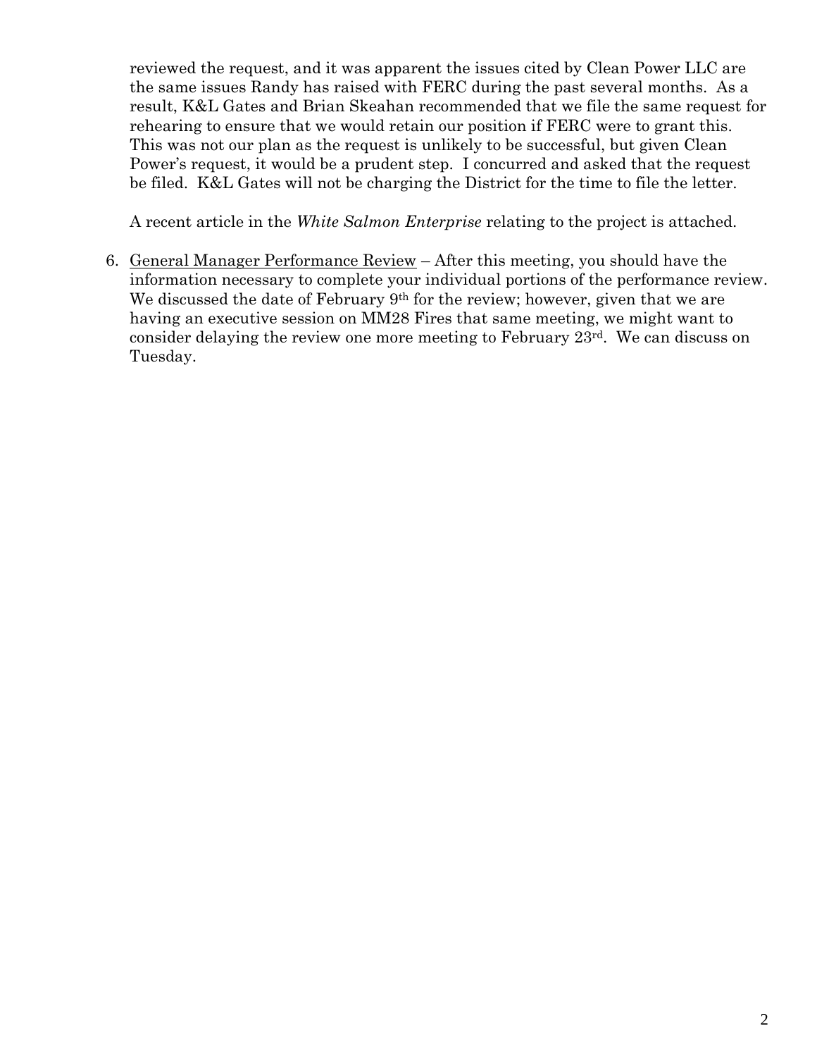reviewed the request, and it was apparent the issues cited by Clean Power LLC are the same issues Randy has raised with FERC during the past several months. As a result, K&L Gates and Brian Skeahan recommended that we file the same request for rehearing to ensure that we would retain our position if FERC were to grant this. This was not our plan as the request is unlikely to be successful, but given Clean Power's request, it would be a prudent step. I concurred and asked that the request be filed. K&L Gates will not be charging the District for the time to file the letter.

A recent article in the *White Salmon Enterprise* relating to the project is attached.

6. General Manager Performance Review – After this meeting, you should have the information necessary to complete your individual portions of the performance review. We discussed the date of February 9th for the review; however, given that we are having an executive session on MM28 Fires that same meeting, we might want to consider delaying the review one more meeting to February 23rd. We can discuss on Tuesday.